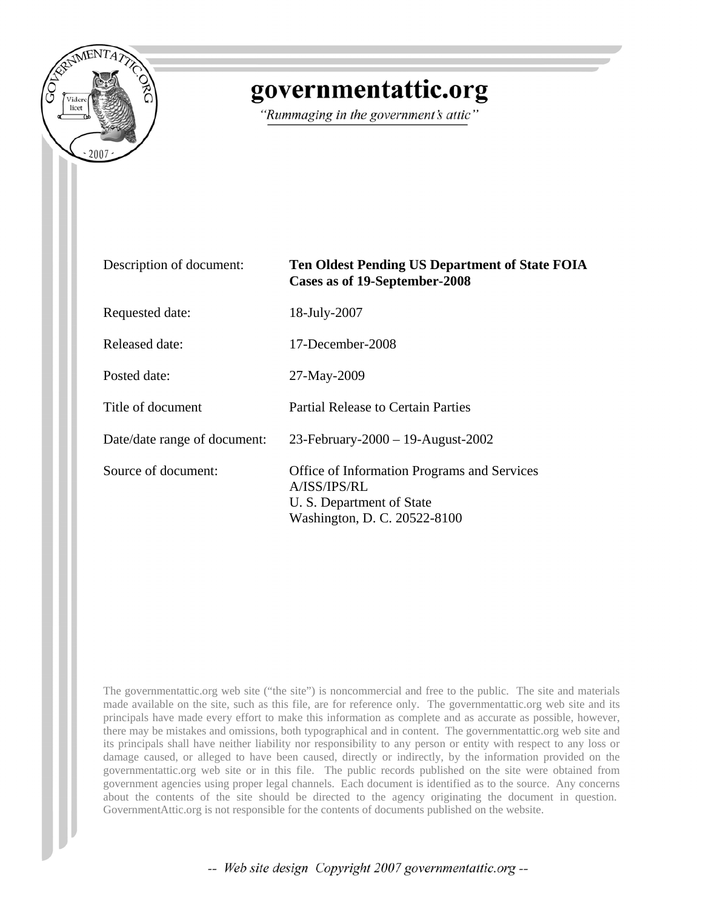# governmentattic.org

*"Rummaging in the government's attic"*

| | |
|---|---|
| Description of document: | **Ten Oldest Pending US Department of State FOIA Cases as of 19-September-2008** |
| Requested date: | 18-July-2007 |
| Released date: | 17-December-2008 |
| Posted date: | 27-May-2009 |
| Title of document | Partial Release to Certain Parties |
| Date/date range of document: | 23-February-2000 – 19-August-2002 |
| Source of document: | Office of Information Programs and Services<br>A/ISS/IPS/RL<br>U. S. Department of State<br>Washington, D. C. 20522-8100 |

The governmentattic.org web site ("the site") is noncommercial and free to the public. The site and materials made available on the site, such as this file, are for reference only. The governmentattic.org web site and its principals have made every effort to make this information as complete and as accurate as possible, however, there may be mistakes and omissions, both typographical and in content. The governmentattic.org web site and its principals shall have neither liability nor responsibility to any person or entity with respect to any loss or damage caused, or alleged to have been caused, directly or indirectly, by the information provided on the governmentattic.org web site or in this file. The public records published on the site were obtained from government agencies using proper legal channels. Each document is identified as to the source. Any concerns about the contents of the site should be directed to the agency originating the document in question. GovernmentAttic.org is not responsible for the contents of documents published on the website.

*-- Web site design Copyright 2007 governmentattic.org --*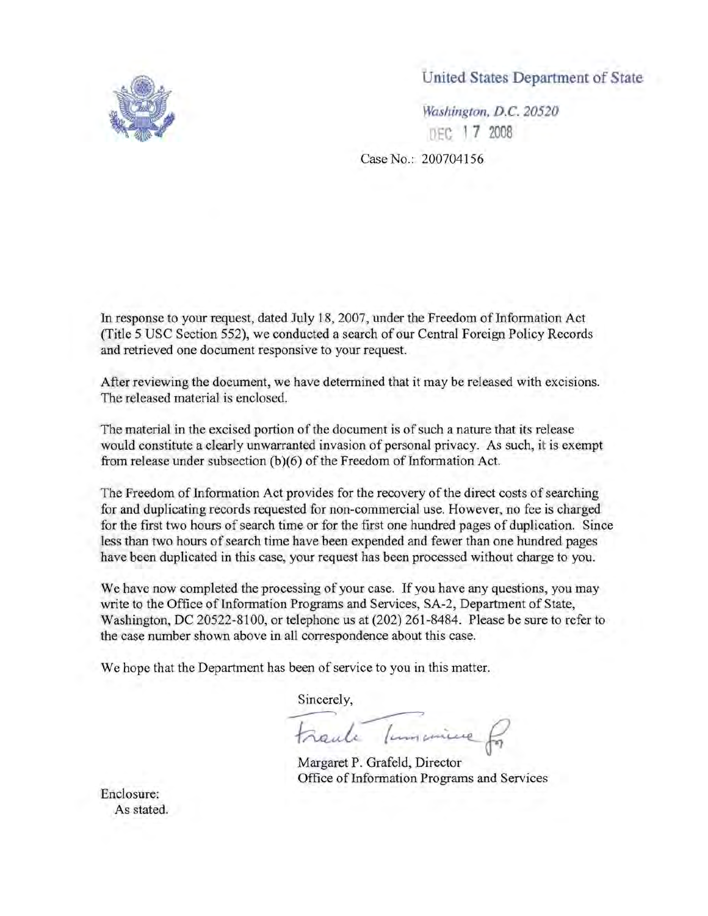United States Department of State

*Washington, D.C. 20520*

DEC 17 2008

Case No.: 200704156

In response to your request, dated July 18, 2007, under the Freedom of Information Act (Title 5 USC Section 552), we conducted a search of our Central Foreign Policy Records and retrieved one document responsive to your request.

After reviewing the document, we have determined that it may be released with excisions. The released material is enclosed.

The material in the excised portion of the document is of such a nature that its release would constitute a clearly unwarranted invasion of personal privacy. As such, it is exempt from release under subsection (b)(6) of the Freedom of Information Act.

The Freedom of Information Act provides for the recovery of the direct costs of searching for and duplicating records requested for non-commercial use. However, no fee is charged for the first two hours of search time or for the first one hundred pages of duplication. Since less than two hours of search time have been expended and fewer than one hundred pages have been duplicated in this case, your request has been processed without charge to you.

We have now completed the processing of your case. If you have any questions, you may write to the Office of Information Programs and Services, SA-2, Department of State, Washington, DC 20522-8100, or telephone us at (202) 261-8484. Please be sure to refer to the case number shown above in all correspondence about this case.

We hope that the Department has been of service to you in this matter.

Sincerely,

Frank Tumminia for

Margaret P. Grafeld, Director
Office of Information Programs and Services

Enclosure:
As stated.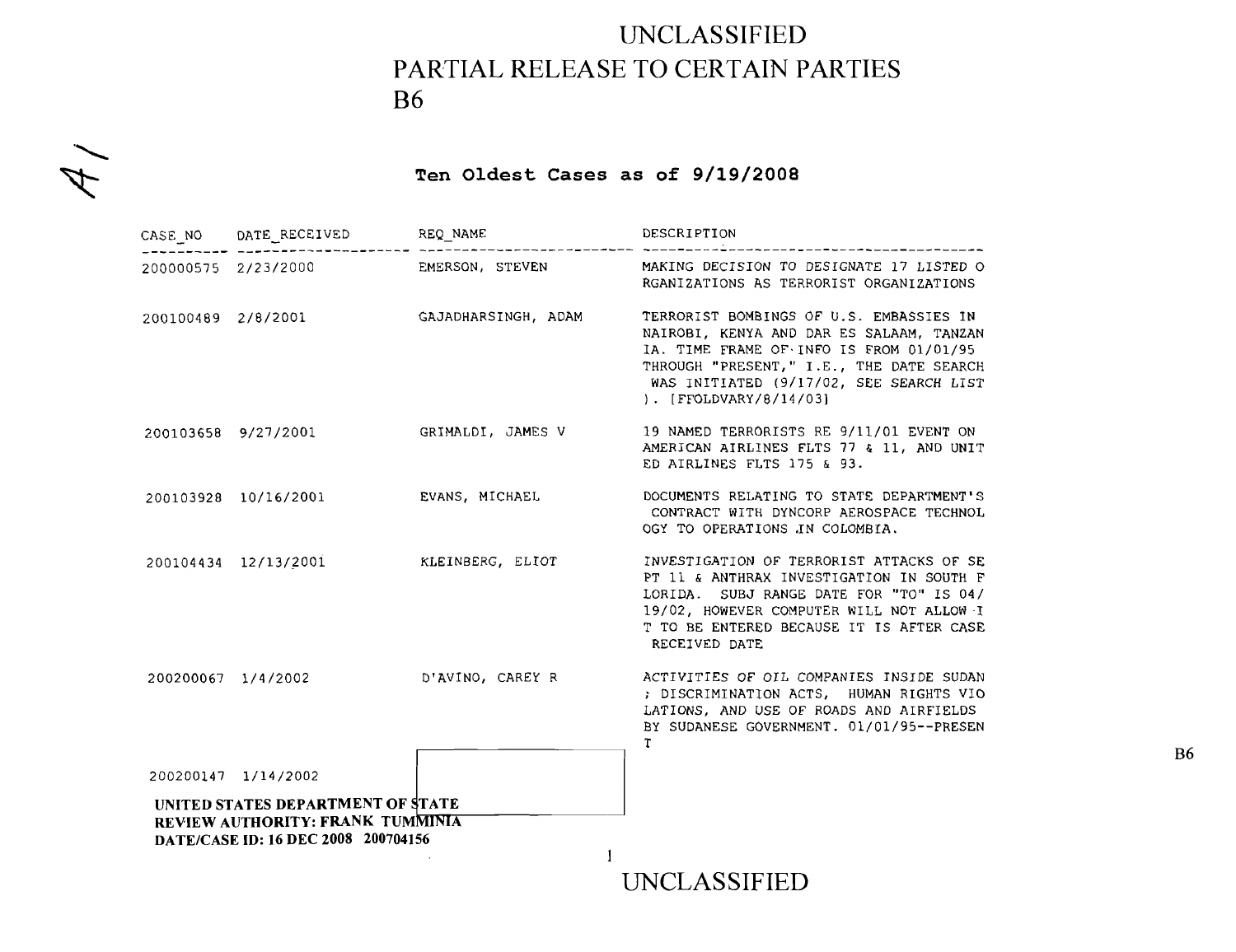UNCLASSIFIED
PARTIAL RELEASE TO CERTAIN PARTIES
B6

A/

**Ten Oldest Cases as of 9/19/2008**

| CASE_NO | DATE_RECEIVED | REQ_NAME | DESCRIPTION |
| --- | --- | --- | --- |
| 200000575 | 2/23/2000 | EMERSON, STEVEN | MAKING DECISION TO DESIGNATE 17 LISTED O RGANIZATIONS AS TERRORIST ORGANIZATIONS |
| 200100489 | 2/8/2001 | GAJADHARSINGH, ADAM | TERRORIST BOMBINGS OF U.S. EMBASSIES IN NAIROBI, KENYA AND DAR ES SALAAM, TANZAN IA. TIME FRAME OF INFO IS FROM 01/01/95 THROUGH "PRESENT," I.E., THE DATE SEARCH WAS INITIATED (9/17/02, SEE SEARCH LIST ). [FFOLDVARY/8/14/03] |
| 200103658 | 9/27/2001 | GRIMALDI, JAMES V | 19 NAMED TERRORISTS RE 9/11/01 EVENT ON AMERICAN AIRLINES FLTS 77 & 11, AND UNIT ED AIRLINES FLTS 175 & 93. |
| 200103928 | 10/16/2001 | EVANS, MICHAEL | DOCUMENTS RELATING TO STATE DEPARTMENT'S CONTRACT WITH DYNCORP AEROSPACE TECHNOL OGY TO OPERATIONS IN COLOMBIA. |
| 200104434 | 12/13/2001 | KLEINBERG, ELIOT | INVESTIGATION OF TERRORIST ATTACKS OF SE PT 11 & ANTHRAX INVESTIGATION IN SOUTH F LORIDA. SUBJ RANGE DATE FOR "TO" IS 04/ 19/02, HOWEVER COMPUTER WILL NOT ALLOW I T TO BE ENTERED BECAUSE IT IS AFTER CASE RECEIVED DATE |
| 200200067 | 1/4/2002 | D'AVINO, CAREY R | ACTIVITIES OF OIL COMPANIES INSIDE SUDAN ; DISCRIMINATION ACTS, HUMAN RIGHTS VIO LATIONS, AND USE OF ROADS AND AIRFIELDS BY SUDANESE GOVERNMENT. 01/01/95--PRESEN T |
| 200200147 | 1/14/2002 | [B6 redacted] | |

B6

UNITED STATES DEPARTMENT OF STATE
REVIEW AUTHORITY: FRANK TUMMINIA
DATE/CASE ID: 16 DEC 2008 200704156

UNCLASSIFIED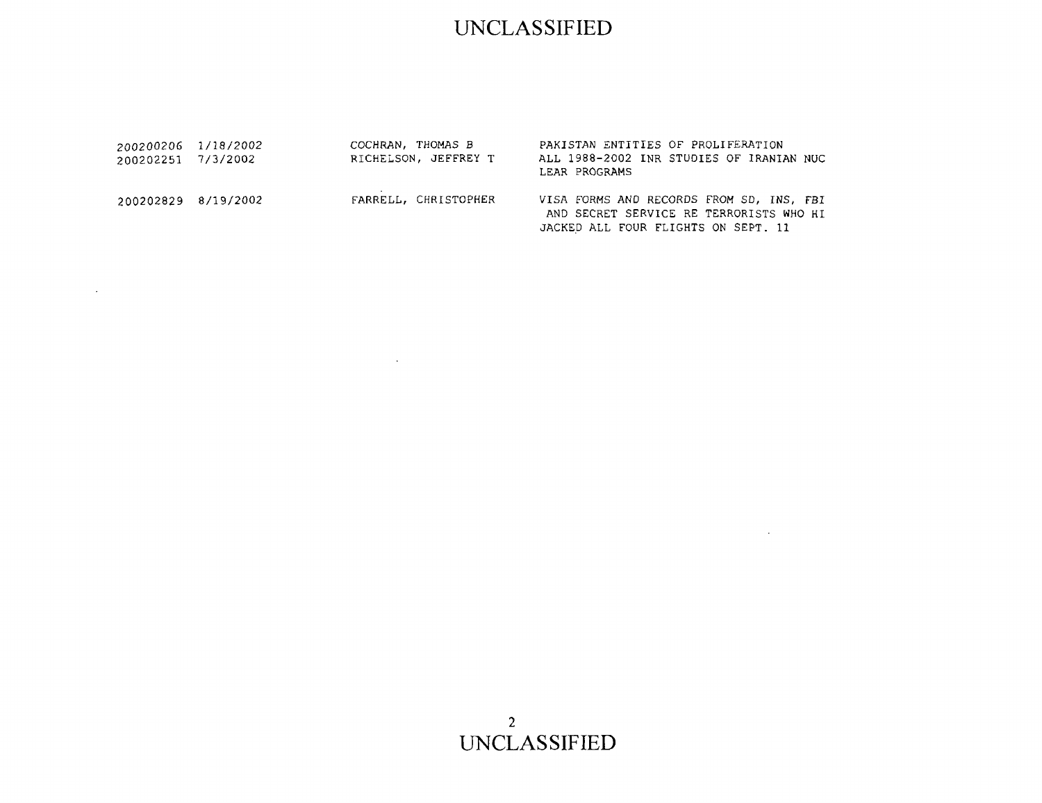UNCLASSIFIED

| | | | |
|---|---|---|---|
| 200200206 | 1/18/2002 | COCHRAN, THOMAS B | PAKISTAN ENTITIES OF PROLIFERATION |
| 200202251 | 7/3/2002 | RICHELSON, JEFFREY T | ALL 1988-2002 INR STUDIES OF IRANIAN NUC LEAR PROGRAMS |
| 200202829 | 8/19/2002 | FARRELL, CHRISTOPHER | VISA FORMS AND RECORDS FROM SD, INS, FBI AND SECRET SERVICE RE TERRORISTS WHO HI JACKED ALL FOUR FLIGHTS ON SEPT. 11 |

UNCLASSIFIED